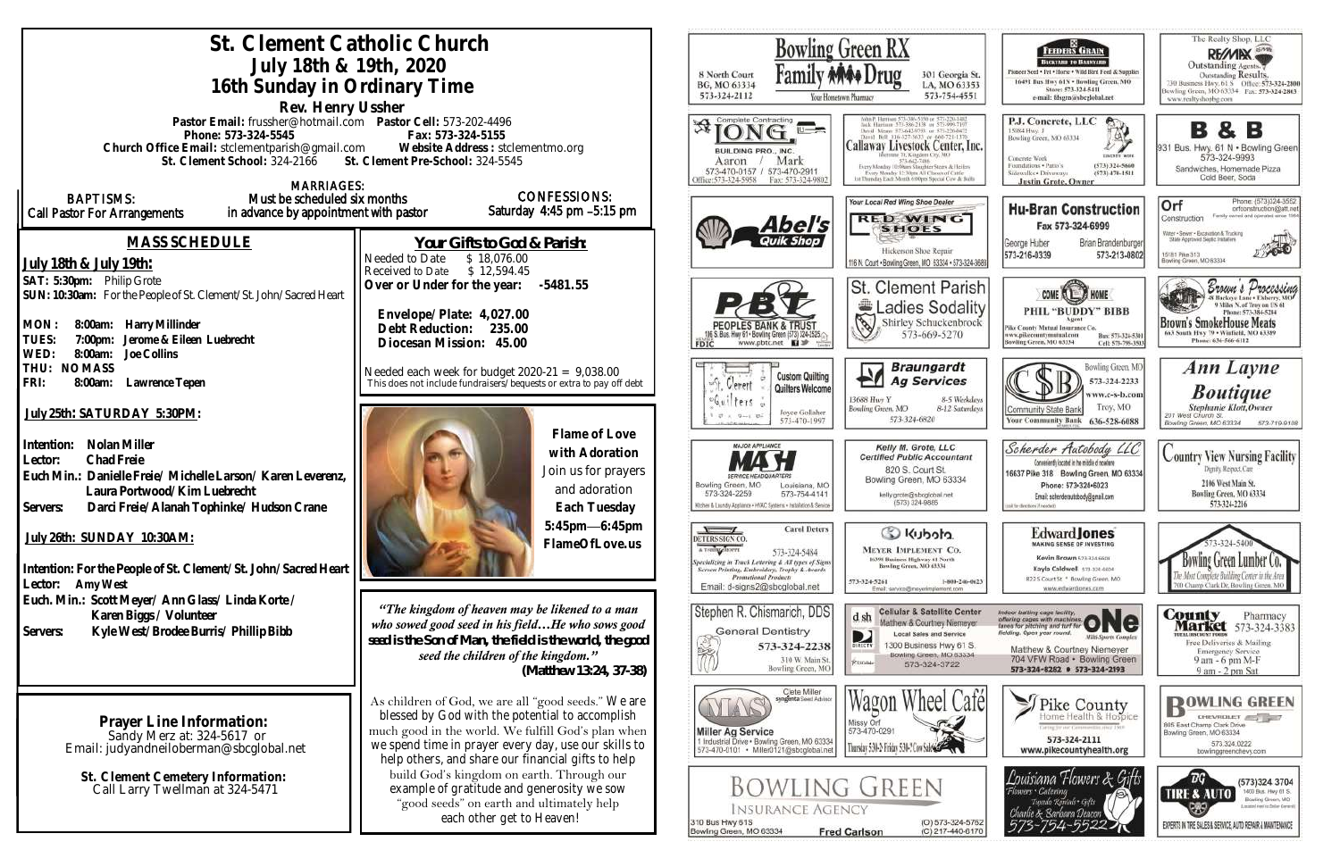# St. Clement Catholic Church

## July 18th & 19th, 2020

## 16th Sunday in Ordinary Time

**Rev. Henry Ussher**

**Pastor Email:** frussher@hotmail.com **Pastor Cell:** 573-202-4496
**Phone: 573-324-5545** **Fax: 573-324-5155**
**Church Office Email:** stclementparish@gmail.com **Website Address:** stclementmo.org
**St. Clement School:** 324-2166 **St. Clement Pre-School:** 324-5545

**BAPTISMS:** Call Pastor For Arrangements

**MARRIAGES:** Must be scheduled six months in advance by appointment with pastor

**CONFESSIONS:** Saturday 4:45 pm –5:15 pm

## MASS SCHEDULE

**July 18th & July 19th:**

**SAT: 5:30pm:** Philip Grote
**SUN: 10:30am:** For the People of St. Clement/St. John/Sacred Heart

**MON: 8:00am: Harry Millinder**
**TUES: 7:00pm: Jerome & Eileen Luebrecht**
**WED: 8:00am: Joe Collins**
**THU: NO MASS**
**FRI: 8:00am: Lawrence Tepen**

**July 25th: SATURDAY 5:30PM:**

**Intention: Nolan Miller**
**Lector: Chad Freie**
**Euch Min.: Danielle Freie/ Michelle Larson/ Karen Leverenz, Laura Portwood/Kim Luebrecht**
**Servers: Darci Freie/Alanah Tophinke/ Hudson Crane**

**July 26th: SUNDAY 10:30AM:**

**Intention: For the People of St. Clement/St. John/Sacred Heart**
**Lector: Amy West**
**Euch. Min.: Scott Meyer/ Ann Glass/ Linda Korte / Karen Biggs / Volunteer**
**Servers: Kyle West/Brodee Burris/ Phillip Bibb**

## Your Gifts to God & Parish:

Needed to Date $ 18,076.00
Received to Date $ 12,594.45
**Over or Under for the year: -5481.55**

**Envelope/Plate: 4,027.00**
**Debt Reduction: 235.00**
**Diocesan Mission: 45.00**

Needed each week for budget 2020-21 = 9,038.00
This does not include fundraisers/bequests or extra to pay off debt

**Flame of Love with Adoration**
Join us for prayers and adoration
**Each Tuesday 5:45pm—6:45pm**
**FlameOfLove.us**

*"The kingdom of heaven may be likened to a man who sowed good seed in his field…He who sows good seed is the Son of Man, the field is the world, the good seed the children of the kingdom."*
**(Matthew 13:24, 37-38)**

As children of God, we are all "good seeds." We are blessed by God with the potential to accomplish much good in the world. We fulfill God's plan when we spend time in prayer every day, use our skills to help others, and share our financial gifts to help build God's kingdom on earth. Through our example of gratitude and generosity we sow "good seeds" on earth and ultimately help each other get to Heaven!

**Prayer Line Information:**
Sandy Merz at: 324-5617 or
Email: judyandneiloberman@sbcglobal.net

**St. Clement Cemetery Information:**
Call Larry Twellman at 324-5471

---

**Bowling Green RX Family Drug** — Your Hometown Pharmacy — 8 North Court, BG, MO 63334, 573-324-2112 — 301 Georgia St., LA, MO 63353, 573-754-4551

**Feeders Grain** — Backyard to Barnyard — Pioneer Seed • Pet • Horse • Wild Bird Feed & Supplies — 16491 Bus Hwy 61N • Bowling Green, MO — Store: 573-324-5411 — e-mail: fdsgrn@sbcglobal.net

**The Realty Shop, LLC — RE/MAX** — Outstanding Agents. Outstanding Results. — 730 Business Hwy. 61 S, Bowling Green, MO 63334 — Office: 573-324-2800 — Fax: 573-324-2863 — www.realtyshopbg.com

**Long Building Pro., Inc.** — Complete Contracting — Aaron / Mark — 573-470-0157 / 573-470-2911 — Office: 573-324-5958 — Fax: 573-324-9802

**Callaway Livestock Center, Inc.** — John P. Harrison 573-386-5150 or 573-220-1482 — Jack Harrison 573-386-2138 or 573-999-7197 — David Means 573-642-9753 or 573-220-0472 — David Bell 816-527-3633 or 660-721-1370 — Interstate 70, Kingdom City, MO 573-642-7486 — Every Monday 10:00am Slaughter Steers & Heifers — Every Monday 12:30pm All Classes of Cattle — 1st Thursday Each Month 6:00pm Special Cow & Bulls

**P.J. Concrete, LLC** — 15084 Hwy. J, Bowling Green, MO 63334 — Concrete Work, Foundations • Patio's, Sidewalks • Driveways — (573) 324-5660 — (573) 470-1511 — Justin Grote, Owner

**B & B** — 931 Bus. Hwy. 61 N • Bowling Green — 573-324-9993 — Sandwiches, Homemade Pizza, Cold Beer, Soda

**Abel's Quik Shop**

**Red Wing Shoes** — Your Local Red Wing Shoe Dealer — Hickerson Shoe Repair — 116 N. Court • Bowling Green, MO 63334 • 573-324-3688

**Hu-Bran Construction** — Fax 573-324-6999 — George Huber 573-216-0339 — Brian Brandenburger 573-213-0802

**Orf Construction** — Phone: (573)324-3552 — orfconstruction@att.net — Family owned and operated since 1984 — Water • Sewer • Excavation & Trucking — State Approved Septic Installers — 15181 Pike 313, Bowling Green, MO 63334

**Peoples Bank & Trust** — 116 S. Bus. Hwy 61 • Bowling Green (573) 324-2525 — www.pbtc.net — FDIC

**St. Clement Parish Ladies Sodality** — Shirley Schuckenbrock — 573-669-5270

**Come Home — Phil "Buddy" Bibb** — Agent — Pike County Mutual Insurance Co. — www.pikecountymutual.com — Bus: 573-324-5301 — Cell: 573-795-3593 — Bowling Green, MO 63334

**Brown's Processing & Buckeye Lane** — Elsberry, MO — 9 Miles N. of Troy on US 61 — Phone: 573-384-5284 — **Brown's SmokeHouse Meats** — 663 South Hwy 79 • Winfield, MO 63389 — Phone: 636-566-6112

**St. Clement Quilters** — Custom Quilting, Quilters Welcome — Joyce Gollaher 573-470-1997

**Braungardt Ag Services** — 13688 Hwy Y, Bowling Green, MO — 8-5 Weekdays, 8-12 Saturdays — 573-324-6820

**Community State Bank** — Bowling Green, MO 573-324-2233 — www.c-s-b.com — Troy, MO 636-528-6688 — Your Community Bank

**Ann Layne Boutique** — Stephanie Klott, Owner — 211 West Church St., Bowling Green, MO 63334 — 573-719-9108

**MASH** — Major Appliance Service Headquarters — Bowling Green, MO 573-324-2259 — Louisiana, MO 573-754-4141 — Kitchen & Laundry Appliance • HVAC Systems • Installation & Service

**Kelly M. Grote, LLC** — Certified Public Accountant — 820 S. Court St., Bowling Green, MO 63334 — kellygrote@sbcglobal.net — (573) 324-9885

**Scherder Autobody LLC** — Conveniently located in the middle of nowhere — 16637 Pike 318 Bowling Green, MO 63334 — Phone: 573-324-6023 — Email: scherderautobody@gmail.com — (call for directions if needed)

**Country View Nursing Facility** — Dignity, Respect, Care — 2106 West Main St., Bowling Green, MO 63334 — 573-324-2216

**Deters Sign Co.** — A T-Shirt Shoppe — Carol Deters — 573-324-5484 — Specializing in Truck Lettering & All types of Signs, Screen Printing, Embroidery, Trophy & Awards, Promotional Products — Email: d-signs2@sbcglobal.net

**Kubota — Meyer Implement Co.** — 16398 Business Highway 61 North, Bowling Green, MO 63334 — 573-324-5261 — 1-800-246-0623 — Email: service@meyerimplement.com

**Edward Jones** — Making Sense of Investing — Kevin Brown 573-324-6604 — Kayla Caldwell 573-324-6604 — 822 S Court St • Bowling Green, MO — www.edwardjones.com

**Bowling Green Lumber Co.** — 573-324-5400 — The Most Complete Building Center in the Area — 700 Champ Clark Dr, Bowling Green, MO

**Stephen R. Chismarich, DDS** — General Dentistry — 573-324-2238 — 310 W. Main St., Bowling Green, MO

**Cellular & Satellite Center** — d sh — Matthew & Courtney Niemeyer — Local Sales and Service — 1300 Business Hwy 61 S, Bowling Green, MO 63334 — 573-324-3722

**ONE Multi-Sports Complex** — Indoor batting cage facility, offering cages with machines, lanes for pitching and turf for fielding. Open year round. — Matthew & Courtney Niemeyer — 704 VFW Road • Bowling Green — 573-324-8282 • 573-324-2193

**County Market Pharmacy** — 573-324-3383 — Free Deliveries & Mailing — Emergency Service — 9 am - 6 pm M-F — 9 am - 2 pm Sat

**MAS — Miller Ag Service** — Clete Miller, syngenta Seed Advisor — 1 Industrial Drive • Bowling Green, MO 63334 — 573-470-0101 • Miller0121@sbcglobal.net

**Wagon Wheel Café** — Missy Orf — 573-470-0291 — Thursday 5:30-2; Friday 5:30-? Cow Sale

**Pike County Home Health & Hospice** — Caring for our Communities since 1969 — 573-324-2111 — www.pikecountyhealth.org

**Bowling Green Chevrolet** — 805 East Champ Clark Drive, Bowling Green, MO 63334 — 573.324.0222 — bowlinggreenchevy.com

**Bowling Green Insurance Agency** — 310 Bus Hwy 61S, Bowling Green, MO 63334 — Fred Carlson — (O) 573-324-5762 — (C) 217-440-6170

**Louisiana Flowers & Gifts** — Flowers • Catering • Tuxedo Rentals • Gifts — Charlie & Barbara Deacon — 573-754-5522

**BG Tire & Auto** — (573) 324 3704 — 1400 Bus. Hwy 61 S., Bowling Green, MO (Located next to Dollar General) — Experts in Tire Sales & Service, Auto Repair & Maintenance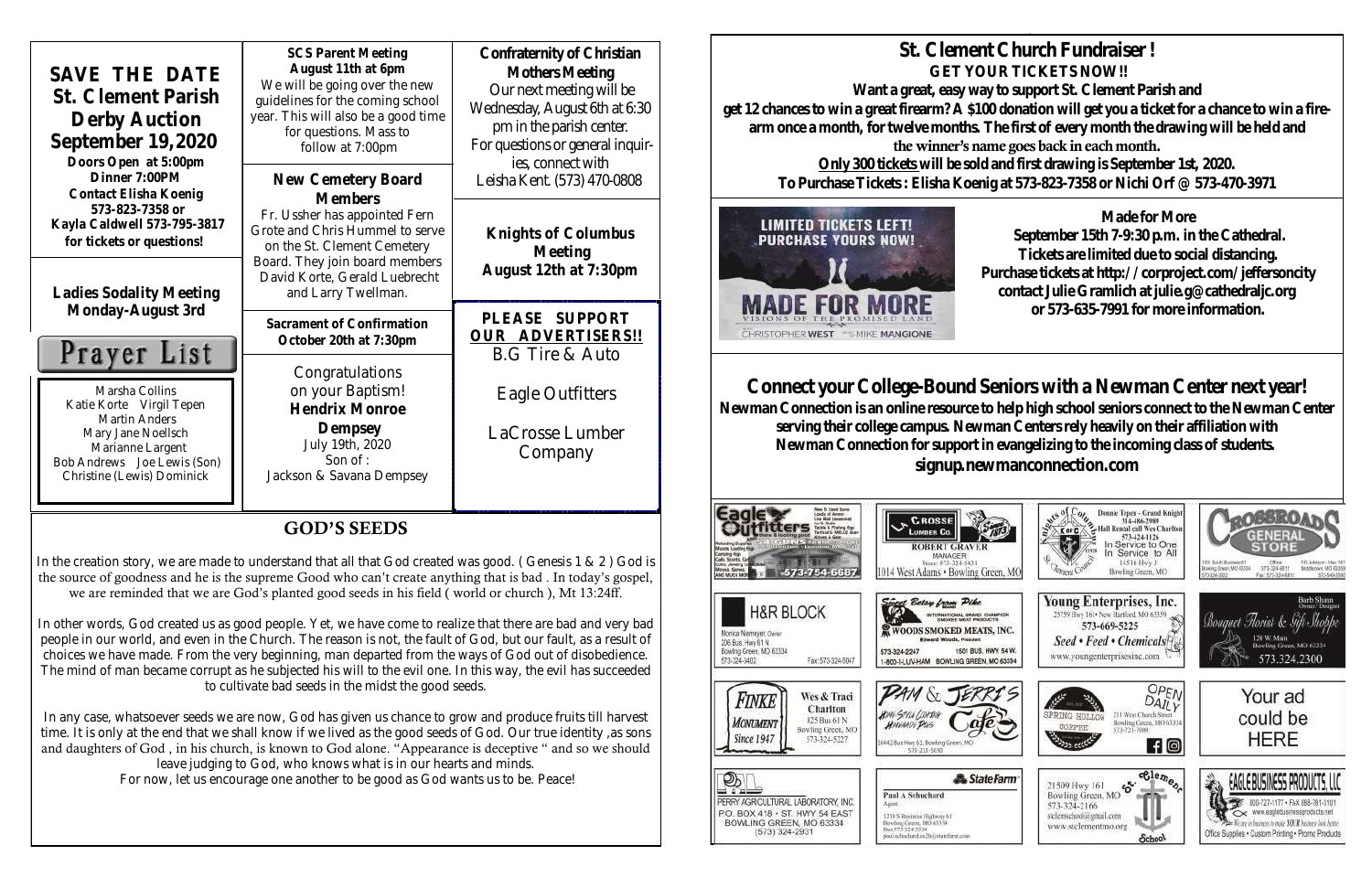## SAVE THE DATE
## St. Clement Parish Derby Auction September 19,2020

**Doors Open at 5:00pm**
**Dinner 7:00PM**
**Contact Elisha Koenig 573-823-7358 or Kayla Caldwell 573-795-3817 for tickets or questions!**

**Ladies Sodality Meeting Monday-August 3rd**

## Prayer List

Marsha Collins
Katie Korte Virgil Tepen
Martin Anders
Mary Jane Noellsch
Marianne Largent
Bob Andrews Joe Lewis (Son)
Christine (Lewis) Dominick

**SCS Parent Meeting August 11th at 6pm**
We will be going over the new guidelines for the coming school year. This will also be a good time for questions. Mass to follow at 7:00pm

**New Cemetery Board Members**
Fr. Ussher has appointed Fern Grote and Chris Hummel to serve on the St. Clement Cemetery Board. They join board members David Korte, Gerald Luebrecht and Larry Twellman.

**Sacrament of Confirmation October 20th at 7:30pm**

Congratulations on your Baptism!
**Hendrix Monroe Dempsey**
July 19th, 2020
Son of :
Jackson & Savana Dempsey

**Confraternity of Christian Mothers Meeting**
Our next meeting will be Wednesday, August 6th at 6:30 pm in the parish center. For questions or general inquiries, connect with Leisha Kent. (573) 470-0808

**Knights of Columbus Meeting August 12th at 7:30pm**

**PLEASE SUPPORT OUR ADVERTISERS!!**
B.G Tire & Auto

Eagle Outfitters

LaCrosse Lumber Company

## GOD'S SEEDS

In the creation story, we are made to understand that all that God created was good. ( Genesis 1 & 2 ) God is the source of goodness and he is the supreme Good who can't create anything that is bad . In today's gospel, we are reminded that we are God's planted good seeds in his field ( world or church ), Mt 13:24ff.

In other words, God created us as good people. Yet, we have come to realize that there are bad and very bad people in our world, and even in the Church. The reason is not, the fault of God, but our fault, as a result of choices we have made. From the very beginning, man departed from the ways of God out of disobedience. The mind of man became corrupt as he subjected his will to the evil one. In this way, the evil has succeeded to cultivate bad seeds in the midst the good seeds.

In any case, whatsoever seeds we are now, God has given us chance to grow and produce fruits till harvest time. It is only at the end that we shall know if we lived as the good seeds of God. Our true identity ,as sons and daughters of God , in his church, is known to God alone. "Appearance is deceptive " and so we should leave judging to God, who knows what is in our hearts and minds.
For now, let us encourage one another to be good as God wants us to be. Peace!

## St. Clement Church Fundraiser !
**GET YOUR TICKETS NOW!!**

**Want a great, easy way to support St. Clement Parish and get 12 chances to win a great firearm? A $100 donation will get you a ticket for a chance to win a firearm once a month, for twelve months. The first of every month the drawing will be held and the winner's name goes back in each month.**
**Only 300 tickets will be sold and first drawing is September 1st, 2020.**
**To Purchase Tickets : Elisha Koenig at 573-823-7358 or Nichi Orf @ 573-470-3971**

LIMITED TICKETS LEFT! PURCHASE YOURS NOW!
MADE FOR MORE
VISIONS OF THE PROMISED LAND
CHRISTOPHER WEST MIKE MANGIONE

**Made for More**
**September 15th 7-9:30 p.m. in the Cathedral.**
**Tickets are limited due to social distancing.**
**Purchase tickets at http://corproject.com/jeffersoncity contact Julie Gramlich at julie.g@cathedraljc.org or 573-635-7991 for more information.**

## Connect your College-Bound Seniors with a Newman Center next year!
**Newman Connection is an online resource to help high school seniors connect to the Newman Center serving their college campus. Newman Centers rely heavily on their affiliation with Newman Connection for support in evangelizing to the incoming class of students.**
**signup.newmanconnection.com**

Eagle Outfitters — 573-754-6687

LaCrosse Lumber Co. — ROBERT GRAVER, MANAGER — 1014 West Adams • Bowling Green, MO

Donnie Tepen - Grand Knight 314-486-2989 — Hall Rental call Wes Charlton 573-424-1126 — In Service to One In Service to All — 14516 Hwy J Bowling Green, MO

Crossroads General Store

H&R BLOCK — Monica Niemeyer, Owner — 206 Bus. Hwy 61 N Bowling Green, MO 63334 — 573-324-3402 Fax: 573-324-5047

Woods Smoked Meats, Inc. — Edward Woods, President — 573-324-2247 1501 BUS. HWY 54 W. — 1-800-I-LUV-HAM BOWLING GREEN, MO 63334

Young Enterprises, Inc. — 25759 Hwy 161 • New Hartford, MO 63359 — 573-669-5225 — Seed • Feed • Chemicals — www.youngenterprisesinc.com

Bouquet Florist & Gift Shoppe — Barb Shinn Owner/Designer — 120 W. Main Bowling Green, MO 63334 — 573.324.2300

FINKE MONUMENT Since 1947 — Wes & Traci Charlton — 825 Bus 61 N Bowling Green, MO — 573-324-5227

Pam & Jerri's Cafe — 14442 Bus Hwy 61, Bowling Green, MO

Spring Hollow Coffee — 211 West Church Street Bowling Green, MO 63334

Your ad could be HERE

PERRY AGRICULTURAL LABORATORY, INC. — P.O. BOX 418 • ST. HWY 54 EAST BOWLING GREEN, MO 63334 — (573) 324-2931

State Farm — Paul A Schuchard, Agent — 1210 S Business Highway 61 Bowling Green, MO 63334

St. Clement School — 21509 Hwy 161 Bowling Green, MO — 573-324-2166 — stclementschool@gmail.com — www.stclementmo.org

EAGLE BUSINESS PRODUCTS, LLC — 800-727-1177 • FAX 888-781-3101 — www.eaglebusinessproducts.net — Office Supplies • Custom Printing • Promo Products